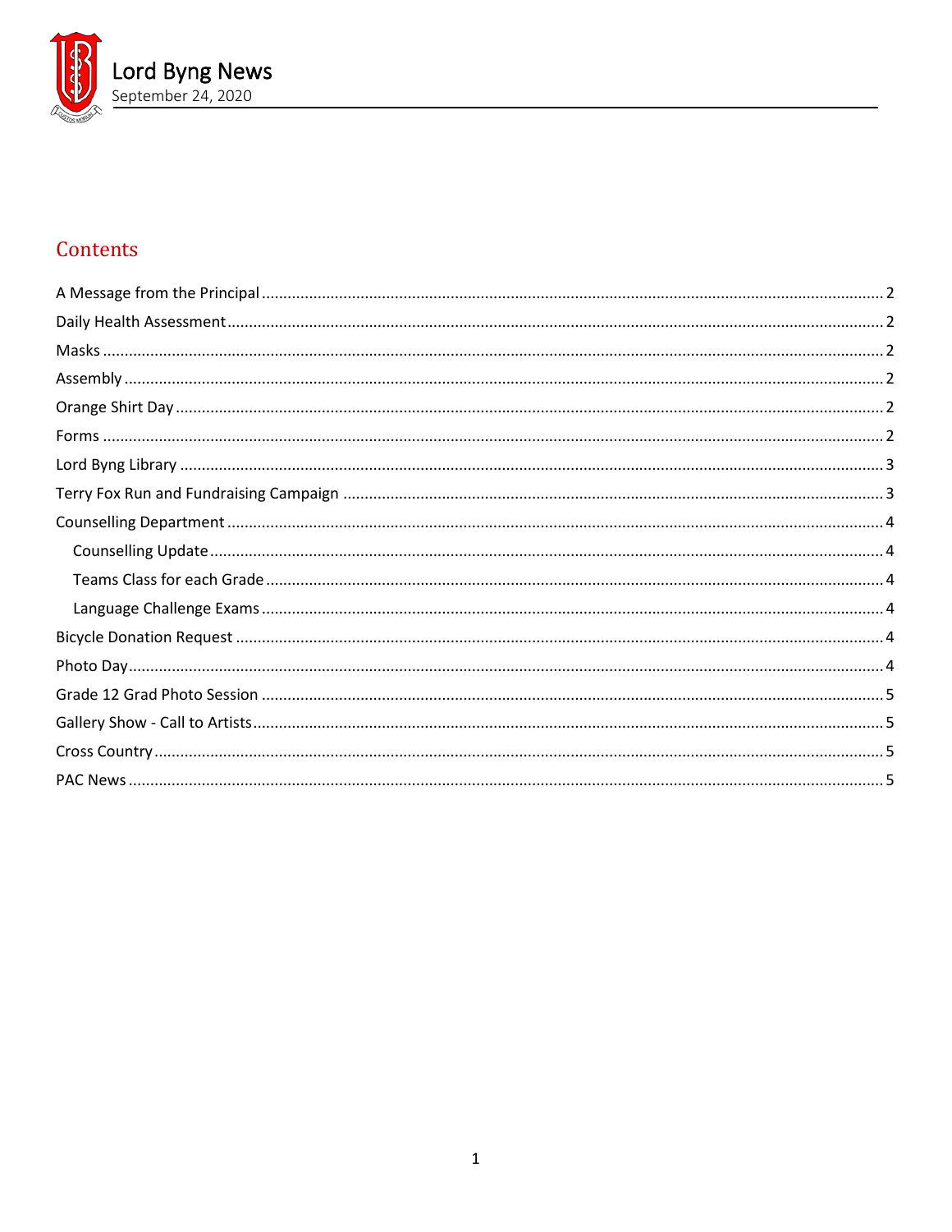# Lord Byng News

September 24, 2020

## Contents

A Message from the Principal ........ 2

Daily Health Assessment ........ 2

Masks ........ 2

Assembly ........ 2

Orange Shirt Day ........ 2

Forms ........ 2

Lord Byng Library ........ 3

Terry Fox Run and Fundraising Campaign ........ 3

Counselling Department ........ 4

- Counselling Update ........ 4
- Teams Class for each Grade ........ 4
- Language Challenge Exams ........ 4

Bicycle Donation Request ........ 4

Photo Day ........ 4

Grade 12 Grad Photo Session ........ 5

Gallery Show - Call to Artists ........ 5

Cross Country ........ 5

PAC News ........ 5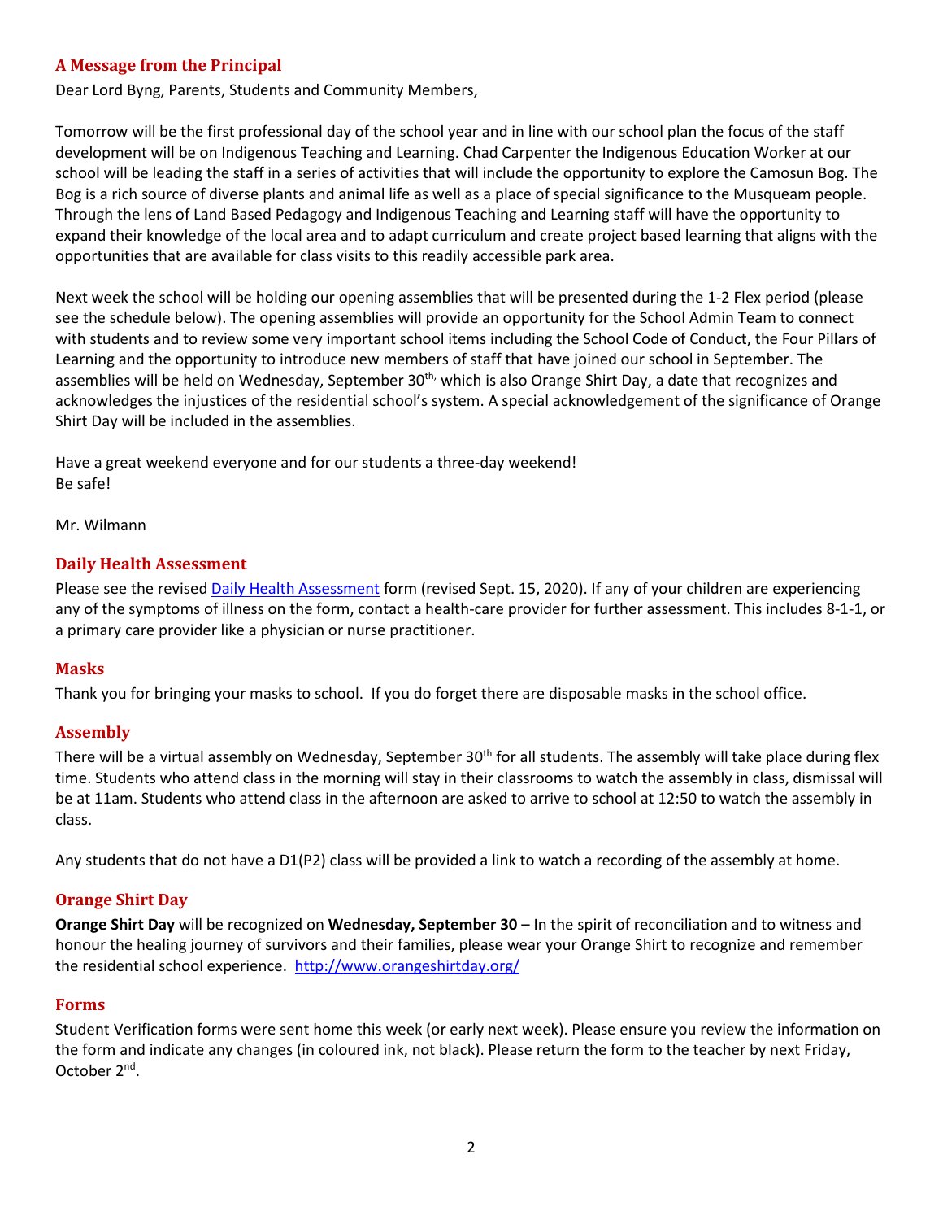## A Message from the Principal

Dear Lord Byng, Parents, Students and Community Members,

Tomorrow will be the first professional day of the school year and in line with our school plan the focus of the staff development will be on Indigenous Teaching and Learning. Chad Carpenter the Indigenous Education Worker at our school will be leading the staff in a series of activities that will include the opportunity to explore the Camosun Bog. The Bog is a rich source of diverse plants and animal life as well as a place of special significance to the Musqueam people. Through the lens of Land Based Pedagogy and Indigenous Teaching and Learning staff will have the opportunity to expand their knowledge of the local area and to adapt curriculum and create project based learning that aligns with the opportunities that are available for class visits to this readily accessible park area.

Next week the school will be holding our opening assemblies that will be presented during the 1-2 Flex period (please see the schedule below). The opening assemblies will provide an opportunity for the School Admin Team to connect with students and to review some very important school items including the School Code of Conduct, the Four Pillars of Learning and the opportunity to introduce new members of staff that have joined our school in September. The assemblies will be held on Wednesday, September 30th, which is also Orange Shirt Day, a date that recognizes and acknowledges the injustices of the residential school's system. A special acknowledgement of the significance of Orange Shirt Day will be included in the assemblies.

Have a great weekend everyone and for our students a three-day weekend!
Be safe!

Mr. Wilmann

## Daily Health Assessment

Please see the revised [Daily Health Assessment] form (revised Sept. 15, 2020). If any of your children are experiencing any of the symptoms of illness on the form, contact a health-care provider for further assessment. This includes 8-1-1, or a primary care provider like a physician or nurse practitioner.

## Masks

Thank you for bringing your masks to school. If you do forget there are disposable masks in the school office.

## Assembly

There will be a virtual assembly on Wednesday, September 30th for all students. The assembly will take place during flex time. Students who attend class in the morning will stay in their classrooms to watch the assembly in class, dismissal will be at 11am. Students who attend class in the afternoon are asked to arrive to school at 12:50 to watch the assembly in class.

Any students that do not have a D1(P2) class will be provided a link to watch a recording of the assembly at home.

## Orange Shirt Day

**Orange Shirt Day** will be recognized on **Wednesday, September 30** – In the spirit of reconciliation and to witness and honour the healing journey of survivors and their families, please wear your Orange Shirt to recognize and remember the residential school experience. http://www.orangeshirtday.org/

## Forms

Student Verification forms were sent home this week (or early next week). Please ensure you review the information on the form and indicate any changes (in coloured ink, not black). Please return the form to the teacher by next Friday, October 2nd.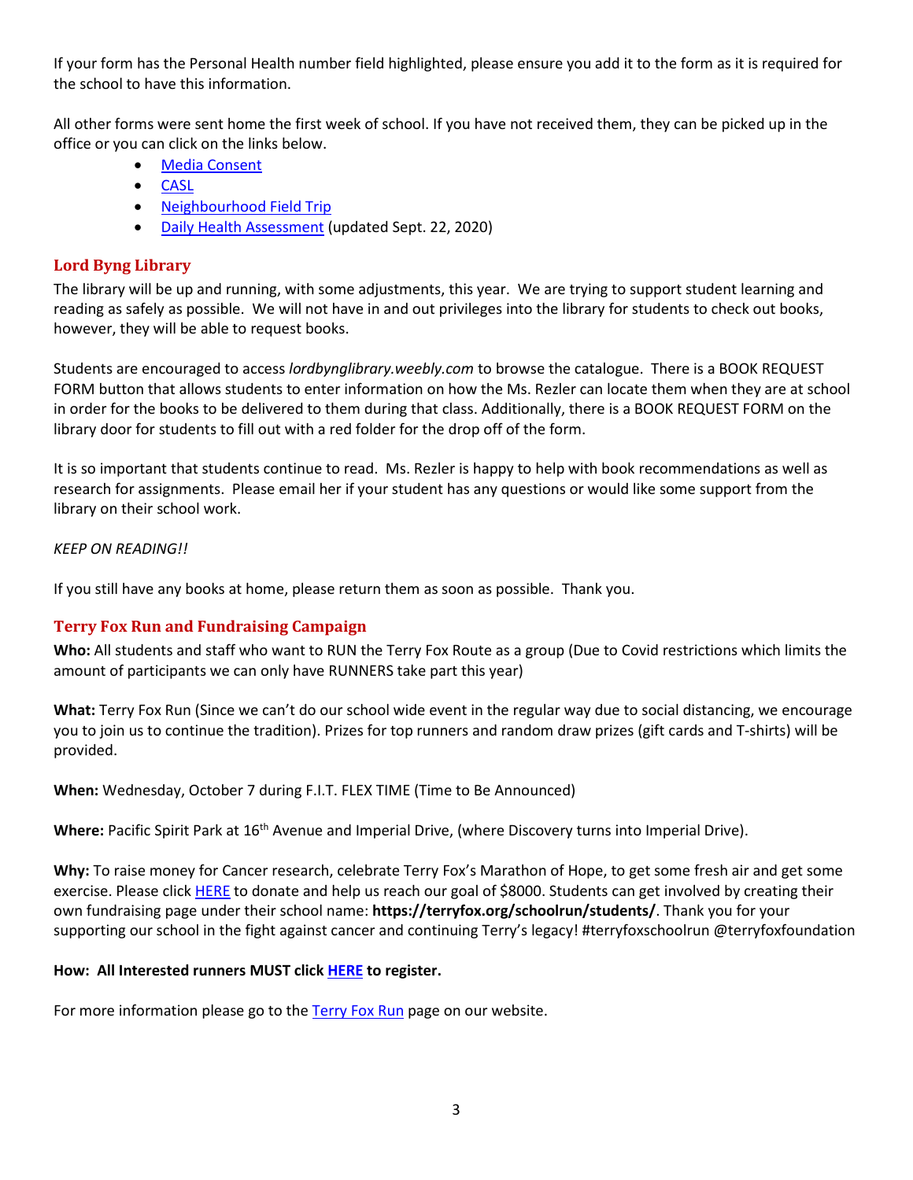If your form has the Personal Health number field highlighted, please ensure you add it to the form as it is required for the school to have this information.

All other forms were sent home the first week of school. If you have not received them, they can be picked up in the office or you can click on the links below.

- Media Consent
- CASL
- Neighbourhood Field Trip
- Daily Health Assessment (updated Sept. 22, 2020)

## Lord Byng Library

The library will be up and running, with some adjustments, this year. We are trying to support student learning and reading as safely as possible. We will not have in and out privileges into the library for students to check out books, however, they will be able to request books.

Students are encouraged to access *lordbynglibrary.weebly.com* to browse the catalogue. There is a BOOK REQUEST FORM button that allows students to enter information on how the Ms. Rezler can locate them when they are at school in order for the books to be delivered to them during that class. Additionally, there is a BOOK REQUEST FORM on the library door for students to fill out with a red folder for the drop off of the form.

It is so important that students continue to read. Ms. Rezler is happy to help with book recommendations as well as research for assignments. Please email her if your student has any questions or would like some support from the library on their school work.

*KEEP ON READING!!*

If you still have any books at home, please return them as soon as possible. Thank you.

## Terry Fox Run and Fundraising Campaign

**Who:** All students and staff who want to RUN the Terry Fox Route as a group (Due to Covid restrictions which limits the amount of participants we can only have RUNNERS take part this year)

**What:** Terry Fox Run (Since we can't do our school wide event in the regular way due to social distancing, we encourage you to join us to continue the tradition). Prizes for top runners and random draw prizes (gift cards and T-shirts) will be provided.

**When:** Wednesday, October 7 during F.I.T. FLEX TIME (Time to Be Announced)

**Where:** Pacific Spirit Park at 16th Avenue and Imperial Drive, (where Discovery turns into Imperial Drive).

**Why:** To raise money for Cancer research, celebrate Terry Fox's Marathon of Hope, to get some fresh air and get some exercise. Please click HERE to donate and help us reach our goal of $8000. Students can get involved by creating their own fundraising page under their school name: **https://terryfox.org/schoolrun/students/**. Thank you for your supporting our school in the fight against cancer and continuing Terry's legacy! #terryfoxschoolrun @terryfoxfoundation

**How: All Interested runners MUST click HERE to register.**

For more information please go to the Terry Fox Run page on our website.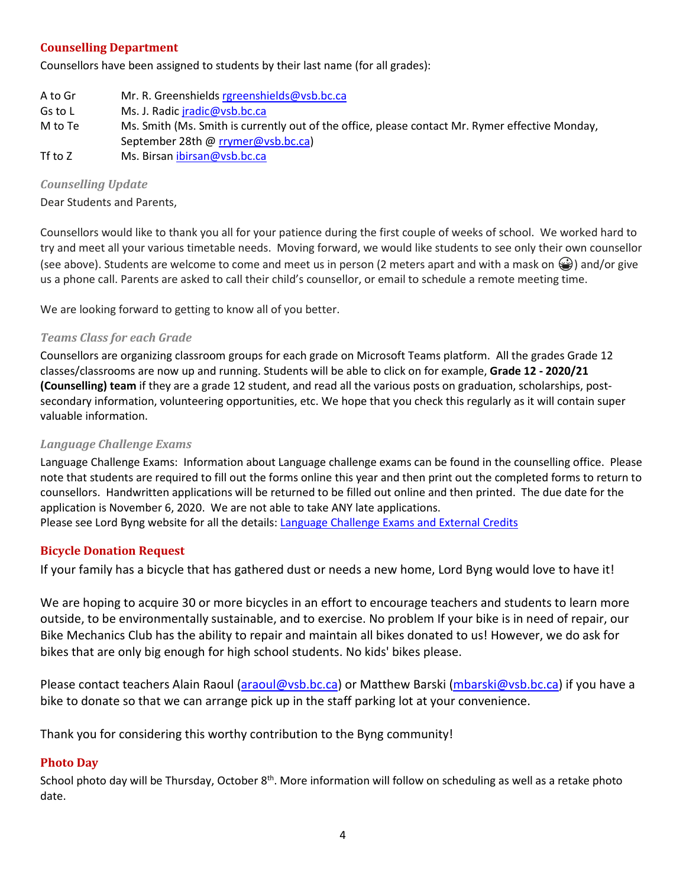## Counselling Department

Counsellors have been assigned to students by their last name (for all grades):

| | |
|---|---|
| A to Gr | Mr. R. Greenshields rgreenshields@vsb.bc.ca |
| Gs to L | Ms. J. Radic jradic@vsb.bc.ca |
| M to Te | Ms. Smith (Ms. Smith is currently out of the office, please contact Mr. Rymer effective Monday, September 28th @ rrymer@vsb.bc.ca) |
| Tf to Z | Ms. Birsan ibirsan@vsb.bc.ca |

### *Counselling Update*

Dear Students and Parents,

Counsellors would like to thank you all for your patience during the first couple of weeks of school. We worked hard to try and meet all your various timetable needs. Moving forward, we would like students to see only their own counsellor (see above). Students are welcome to come and meet us in person (2 meters apart and with a mask on 😷) and/or give us a phone call. Parents are asked to call their child's counsellor, or email to schedule a remote meeting time.

We are looking forward to getting to know all of you better.

### *Teams Class for each Grade*

Counsellors are organizing classroom groups for each grade on Microsoft Teams platform. All the grades Grade 12 classes/classrooms are now up and running. Students will be able to click on for example, **Grade 12 - 2020/21 (Counselling) team** if they are a grade 12 student, and read all the various posts on graduation, scholarships, post-secondary information, volunteering opportunities, etc. We hope that you check this regularly as it will contain super valuable information.

### *Language Challenge Exams*

Language Challenge Exams: Information about Language challenge exams can be found in the counselling office. Please note that students are required to fill out the forms online this year and then print out the completed forms to return to counsellors. Handwritten applications will be returned to be filled out online and then printed. The due date for the application is November 6, 2020. We are not able to take ANY late applications.
Please see Lord Byng website for all the details: Language Challenge Exams and External Credits

## Bicycle Donation Request

If your family has a bicycle that has gathered dust or needs a new home, Lord Byng would love to have it!

We are hoping to acquire 30 or more bicycles in an effort to encourage teachers and students to learn more outside, to be environmentally sustainable, and to exercise. No problem If your bike is in need of repair, our Bike Mechanics Club has the ability to repair and maintain all bikes donated to us! However, we do ask for bikes that are only big enough for high school students. No kids' bikes please.

Please contact teachers Alain Raoul (araoul@vsb.bc.ca) or Matthew Barski (mbarski@vsb.bc.ca) if you have a bike to donate so that we can arrange pick up in the staff parking lot at your convenience.

Thank you for considering this worthy contribution to the Byng community!

## Photo Day

School photo day will be Thursday, October 8th. More information will follow on scheduling as well as a retake photo date.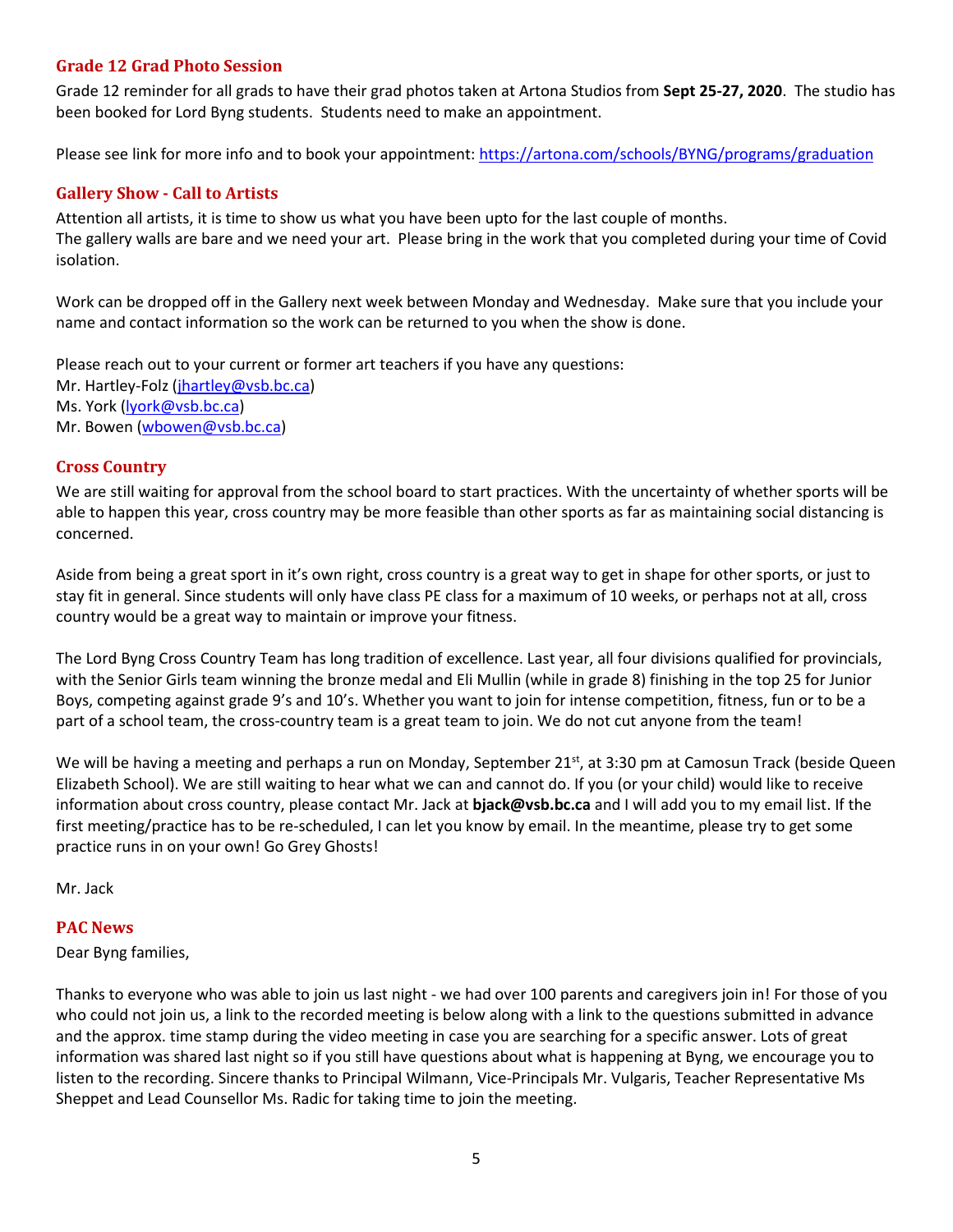### Grade 12 Grad Photo Session

Grade 12 reminder for all grads to have their grad photos taken at Artona Studios from **Sept 25-27, 2020**. The studio has been booked for Lord Byng students. Students need to make an appointment.

Please see link for more info and to book your appointment: https://artona.com/schools/BYNG/programs/graduation

### Gallery Show - Call to Artists

Attention all artists, it is time to show us what you have been upto for the last couple of months.
The gallery walls are bare and we need your art. Please bring in the work that you completed during your time of Covid isolation.

Work can be dropped off in the Gallery next week between Monday and Wednesday. Make sure that you include your name and contact information so the work can be returned to you when the show is done.

Please reach out to your current or former art teachers if you have any questions:
Mr. Hartley-Folz (jhartley@vsb.bc.ca)
Ms. York (lyork@vsb.bc.ca)
Mr. Bowen (wbowen@vsb.bc.ca)

### Cross Country

We are still waiting for approval from the school board to start practices. With the uncertainty of whether sports will be able to happen this year, cross country may be more feasible than other sports as far as maintaining social distancing is concerned.

Aside from being a great sport in it's own right, cross country is a great way to get in shape for other sports, or just to stay fit in general. Since students will only have class PE class for a maximum of 10 weeks, or perhaps not at all, cross country would be a great way to maintain or improve your fitness.

The Lord Byng Cross Country Team has long tradition of excellence. Last year, all four divisions qualified for provincials, with the Senior Girls team winning the bronze medal and Eli Mullin (while in grade 8) finishing in the top 25 for Junior Boys, competing against grade 9's and 10's. Whether you want to join for intense competition, fitness, fun or to be a part of a school team, the cross-country team is a great team to join. We do not cut anyone from the team!

We will be having a meeting and perhaps a run on Monday, September 21st, at 3:30 pm at Camosun Track (beside Queen Elizabeth School). We are still waiting to hear what we can and cannot do. If you (or your child) would like to receive information about cross country, please contact Mr. Jack at **bjack@vsb.bc.ca** and I will add you to my email list. If the first meeting/practice has to be re-scheduled, I can let you know by email. In the meantime, please try to get some practice runs in on your own! Go Grey Ghosts!

Mr. Jack

### PAC News

Dear Byng families,

Thanks to everyone who was able to join us last night - we had over 100 parents and caregivers join in! For those of you who could not join us, a link to the recorded meeting is below along with a link to the questions submitted in advance and the approx. time stamp during the video meeting in case you are searching for a specific answer. Lots of great information was shared last night so if you still have questions about what is happening at Byng, we encourage you to listen to the recording. Sincere thanks to Principal Wilmann, Vice-Principals Mr. Vulgaris, Teacher Representative Ms Sheppet and Lead Counsellor Ms. Radic for taking time to join the meeting.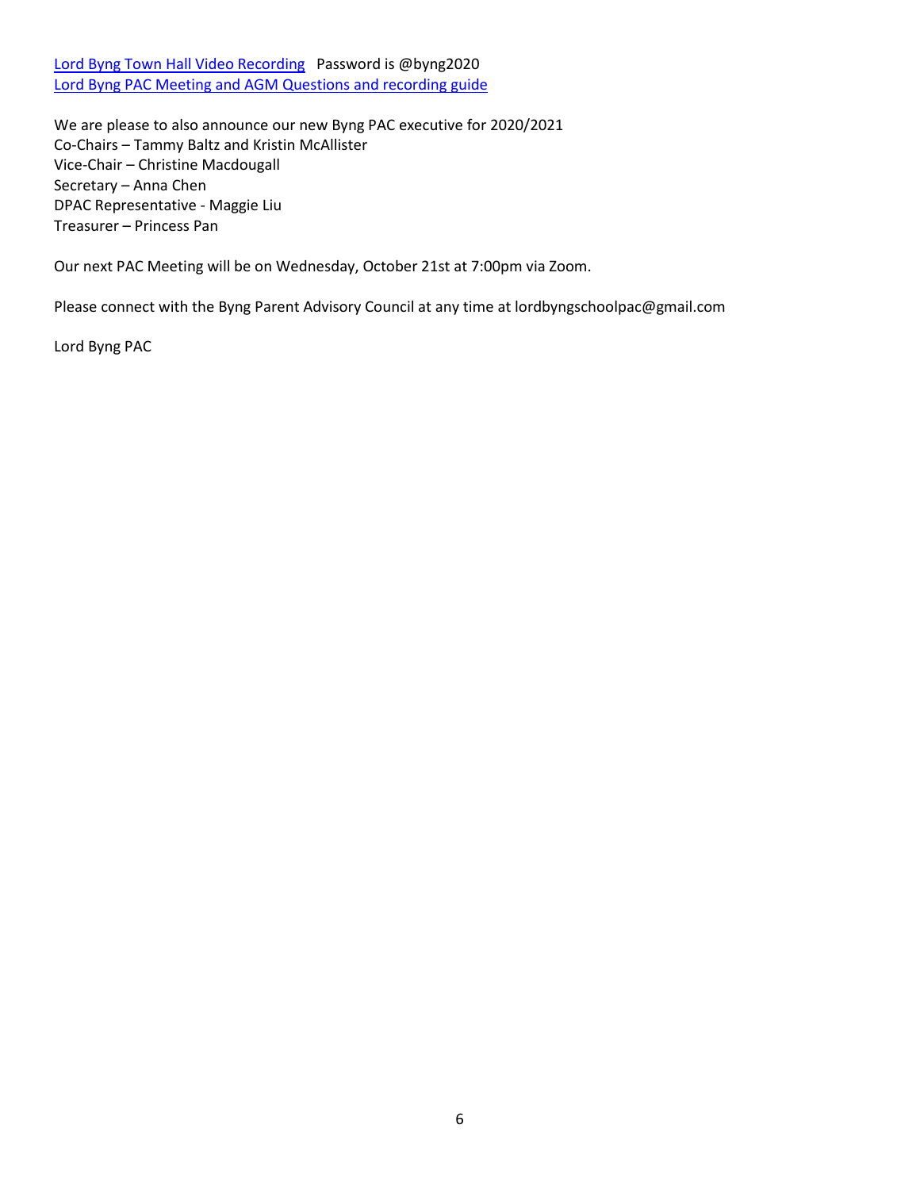[Lord Byng Town Hall Video Recording] Password is @byng2020
[Lord Byng PAC Meeting and AGM Questions and recording guide]

We are please to also announce our new Byng PAC executive for 2020/2021
Co-Chairs – Tammy Baltz and Kristin McAllister
Vice-Chair – Christine Macdougall
Secretary – Anna Chen
DPAC Representative - Maggie Liu
Treasurer – Princess Pan

Our next PAC Meeting will be on Wednesday, October 21st at 7:00pm via Zoom.

Please connect with the Byng Parent Advisory Council at any time at lordbyngschoolpac@gmail.com

Lord Byng PAC